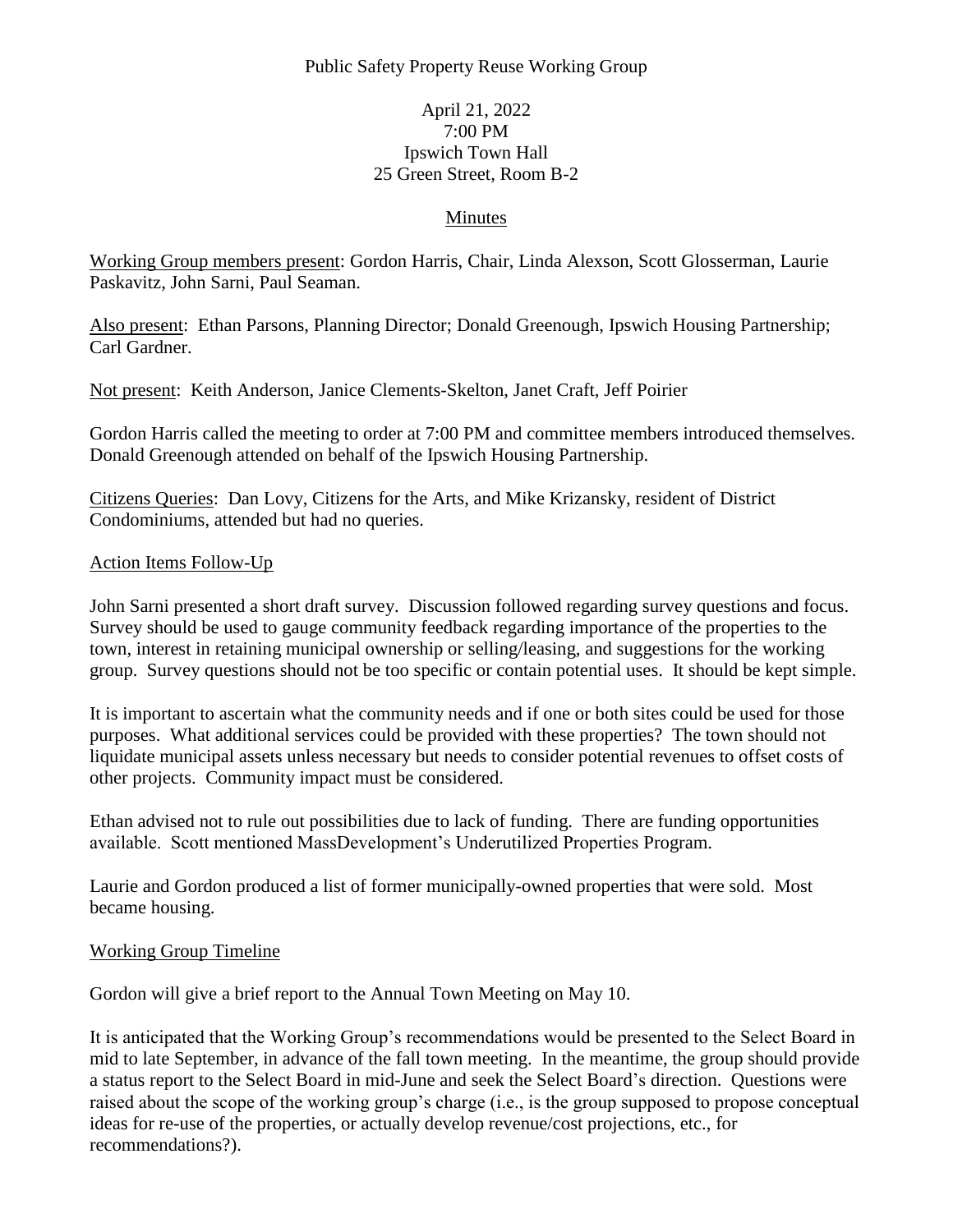Public Safety Property Reuse Working Group

April 21, 2022
7:00 PM
Ipswich Town Hall
25 Green Street, Room B-2

## Minutes

Working Group members present: Gordon Harris, Chair, Linda Alexson, Scott Glosserman, Laurie Paskavitz, John Sarni, Paul Seaman.

Also present: Ethan Parsons, Planning Director; Donald Greenough, Ipswich Housing Partnership; Carl Gardner.

Not present: Keith Anderson, Janice Clements-Skelton, Janet Craft, Jeff Poirier

Gordon Harris called the meeting to order at 7:00 PM and committee members introduced themselves. Donald Greenough attended on behalf of the Ipswich Housing Partnership.

Citizens Queries: Dan Lovy, Citizens for the Arts, and Mike Krizansky, resident of District Condominiums, attended but had no queries.

### Action Items Follow-Up

John Sarni presented a short draft survey. Discussion followed regarding survey questions and focus. Survey should be used to gauge community feedback regarding importance of the properties to the town, interest in retaining municipal ownership or selling/leasing, and suggestions for the working group. Survey questions should not be too specific or contain potential uses. It should be kept simple.

It is important to ascertain what the community needs and if one or both sites could be used for those purposes. What additional services could be provided with these properties? The town should not liquidate municipal assets unless necessary but needs to consider potential revenues to offset costs of other projects. Community impact must be considered.

Ethan advised not to rule out possibilities due to lack of funding. There are funding opportunities available. Scott mentioned MassDevelopment's Underutilized Properties Program.

Laurie and Gordon produced a list of former municipally-owned properties that were sold. Most became housing.

### Working Group Timeline

Gordon will give a brief report to the Annual Town Meeting on May 10.

It is anticipated that the Working Group's recommendations would be presented to the Select Board in mid to late September, in advance of the fall town meeting. In the meantime, the group should provide a status report to the Select Board in mid-June and seek the Select Board's direction. Questions were raised about the scope of the working group's charge (i.e., is the group supposed to propose conceptual ideas for re-use of the properties, or actually develop revenue/cost projections, etc., for recommendations?).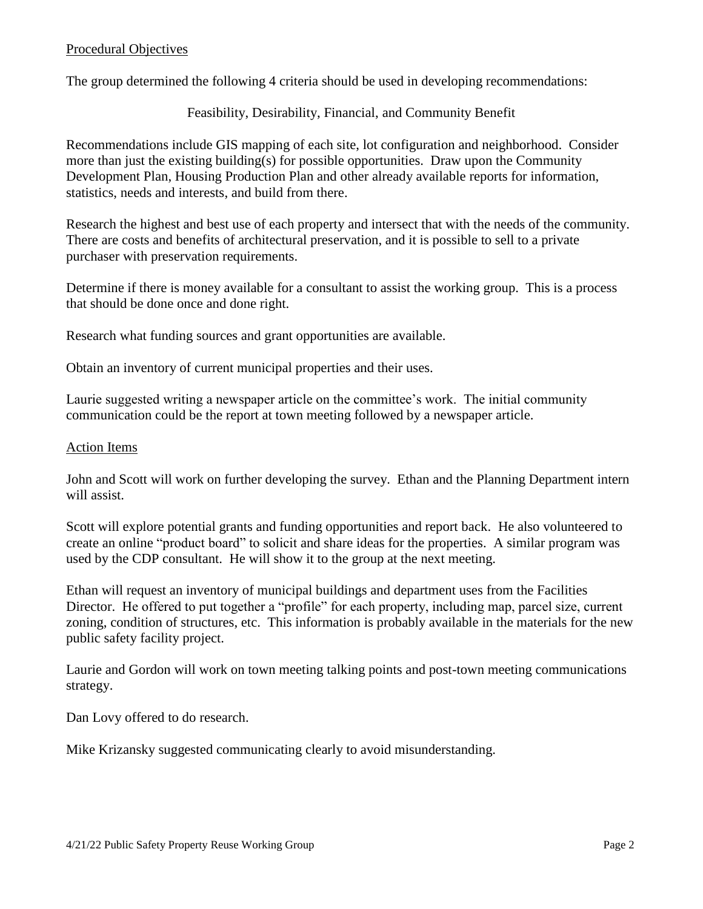## Procedural Objectives

The group determined the following 4 criteria should be used in developing recommendations:

Feasibility, Desirability, Financial, and Community Benefit

Recommendations include GIS mapping of each site, lot configuration and neighborhood. Consider more than just the existing building(s) for possible opportunities. Draw upon the Community Development Plan, Housing Production Plan and other already available reports for information, statistics, needs and interests, and build from there.

Research the highest and best use of each property and intersect that with the needs of the community. There are costs and benefits of architectural preservation, and it is possible to sell to a private purchaser with preservation requirements.

Determine if there is money available for a consultant to assist the working group. This is a process that should be done once and done right.

Research what funding sources and grant opportunities are available.

Obtain an inventory of current municipal properties and their uses.

Laurie suggested writing a newspaper article on the committee's work. The initial community communication could be the report at town meeting followed by a newspaper article.

## Action Items

John and Scott will work on further developing the survey. Ethan and the Planning Department intern will assist.

Scott will explore potential grants and funding opportunities and report back. He also volunteered to create an online "product board" to solicit and share ideas for the properties. A similar program was used by the CDP consultant. He will show it to the group at the next meeting.

Ethan will request an inventory of municipal buildings and department uses from the Facilities Director. He offered to put together a "profile" for each property, including map, parcel size, current zoning, condition of structures, etc. This information is probably available in the materials for the new public safety facility project.

Laurie and Gordon will work on town meeting talking points and post-town meeting communications strategy.

Dan Lovy offered to do research.

Mike Krizansky suggested communicating clearly to avoid misunderstanding.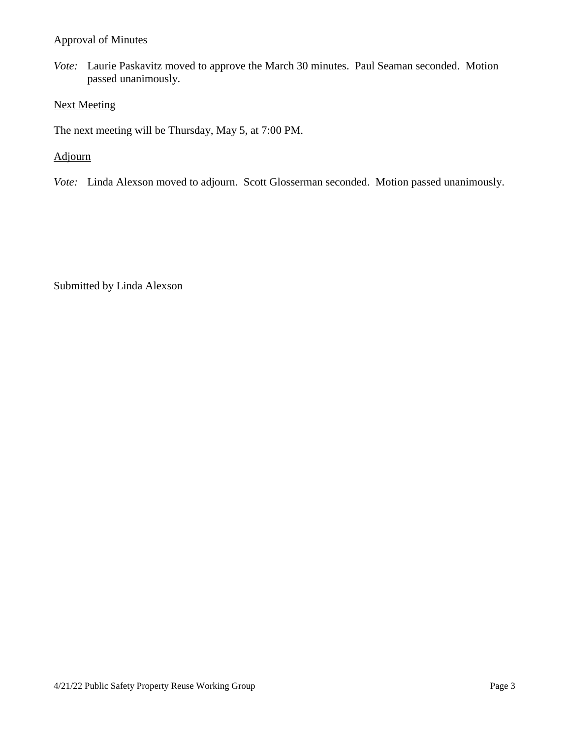Approval of Minutes

*Vote:* Laurie Paskavitz moved to approve the March 30 minutes. Paul Seaman seconded. Motion passed unanimously.

Next Meeting

The next meeting will be Thursday, May 5, at 7:00 PM.

Adjourn

*Vote:* Linda Alexson moved to adjourn. Scott Glosserman seconded. Motion passed unanimously.

Submitted by Linda Alexson